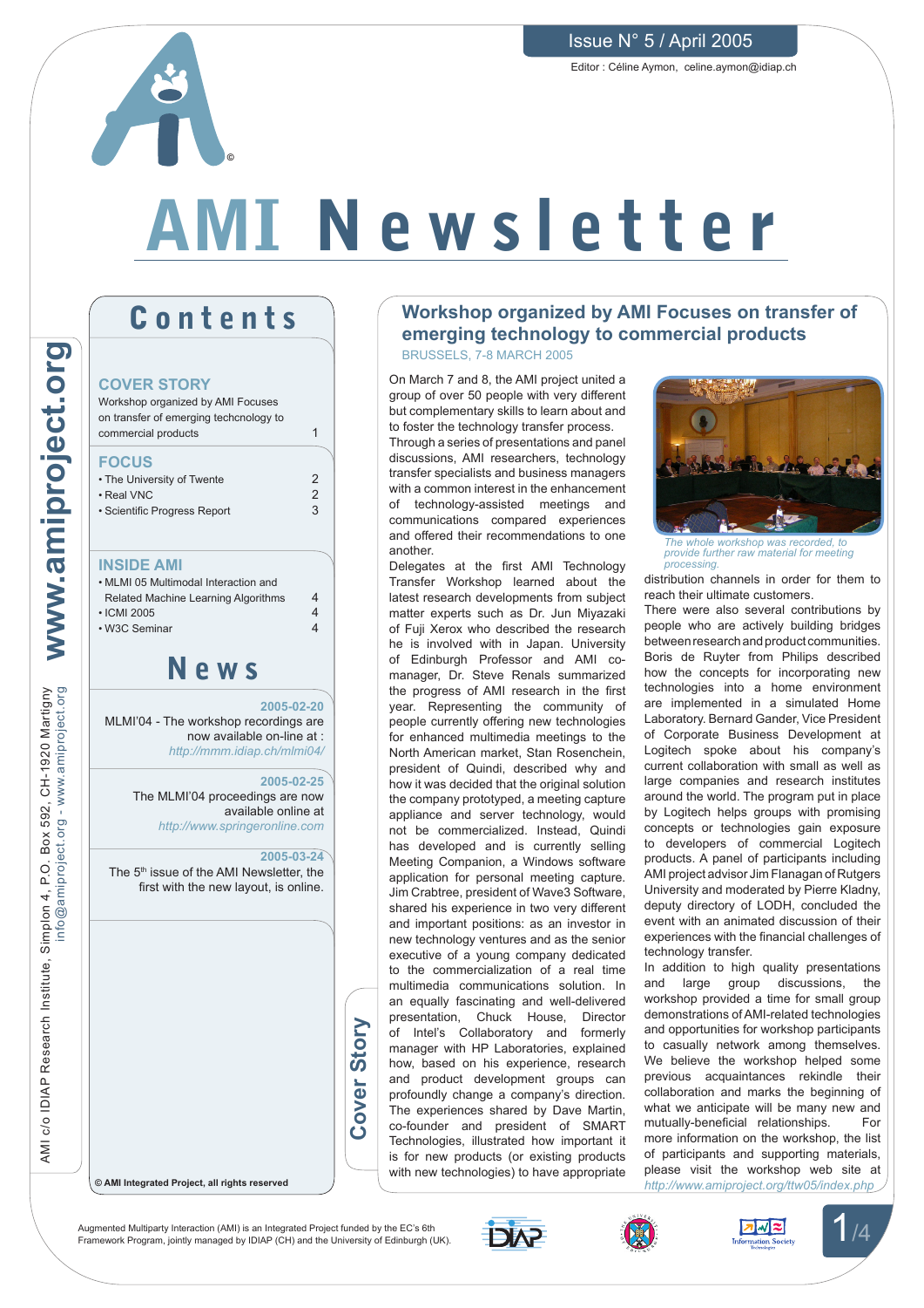Issue N° 5 / April 2005

Editor : Céline Aymon, celine.aymon@idiap.ch

# AMI Newsletter

## Contents

**COVER STORY**

Workshop organized by AMI Focuses on transfer of emerging techcnology to commercial products 1

**FOCUS**

- The University of Twente 2
- Real VNC 2
- Scientific Progress Report 3

**INSIDE AMI**

- MLMI 05 Multimodal Interaction and Related Machine Learning Algorithms 4
- ICMI 2005 4
- W3C Seminar 4

## News

**2005-02-20**

MLMI'04 - The workshop recordings are now available on-line at : *http://mmm.idiap.ch/mlmi04/*

**2005-02-25**

The MLMI'04 proceedings are now available online at *http://www.springeronline.com*

**2005-03-24**

The 5th issue of the AMI Newsletter, the first with the new layout, is online.

© AMI Integrated Project, all rights reserved

www.amiproject.org

AMI c/o IDIAP Research Institute, Simplon 4, P.O. Box 592, CH-1920 Martigny
info@amiproject.org - www.amiproject.org

Cover Story

## Workshop organized by AMI Focuses on transfer of emerging technology to commercial products

BRUSSELS, 7-8 MARCH 2005

On March 7 and 8, the AMI project united a group of over 50 people with very different but complementary skills to learn about and to foster the technology transfer process. Through a series of presentations and panel discussions, AMI researchers, technology transfer specialists and business managers with a common interest in the enhancement of technology-assisted meetings and communications compared experiences and offered their recommendations to one another.

Delegates at the first AMI Technology Transfer Workshop learned about the latest research developments from subject matter experts such as Dr. Jun Miyazaki of Fuji Xerox who described the research he is involved with in Japan. University of Edinburgh Professor and AMI co-manager, Dr. Steve Renals summarized the progress of AMI research in the first year. Representing the community of people currently offering new technologies for enhanced multimedia meetings to the North American market, Stan Rosenchein, president of Quindi, described why and how it was decided that the original solution the company prototyped, a meeting capture appliance and server technology, would not be commercialized. Instead, Quindi has developed and is currently selling Meeting Companion, a Windows software application for personal meeting capture. Jim Crabtree, president of Wave3 Software, shared his experience in two very different and important positions: as an investor in new technology ventures and as the senior executive of a young company dedicated to the commercialization of a real time multimedia communications solution. In an equally fascinating and well-delivered presentation, Chuck House, Director of Intel's Collaboratory and formerly manager with HP Laboratories, explained how, based on his experience, research and product development groups can profoundly change a company's direction. The experiences shared by Dave Martin, co-founder and president of SMART Technologies, illustrated how important it is for new products (or existing products with new technologies) to have appropriate distribution channels in order for them to reach their ultimate customers.

*The whole workshop was recorded, to provide further raw material for meeting processing.*

There were also several contributions by people who are actively building bridges between research and product communities. Boris de Ruyter from Philips described how the concepts for incorporating new technologies into a home environment are implemented in a simulated Home Laboratory. Bernard Gander, Vice President of Corporate Business Development at Logitech spoke about his company's current collaboration with small as well as large companies and research institutes around the world. The program put in place by Logitech helps groups with promising concepts or technologies gain exposure to developers of commercial Logitech products. A panel of participants including AMI project advisor Jim Flanagan of Rutgers University and moderated by Pierre Kladny, deputy directory of LODH, concluded the event with an animated discussion of their experiences with the financial challenges of technology transfer.

In addition to high quality presentations and large group discussions, the workshop provided a time for small group demonstrations of AMI-related technologies and opportunities for workshop participants to casually network among themselves. We believe the workshop helped some previous acquaintances rekindle their collaboration and marks the beginning of what we anticipate will be many new and mutually-beneficial relationships. For more information on the workshop, the list of participants and supporting materials, please visit the workshop web site at *http://www.amiproject.org/ttw05/index.php*

Augmented Multiparty Interaction (AMI) is an Integrated Project funded by the EC's 6th Framework Program, jointly managed by IDIAP (CH) and the University of Edinburgh (UK).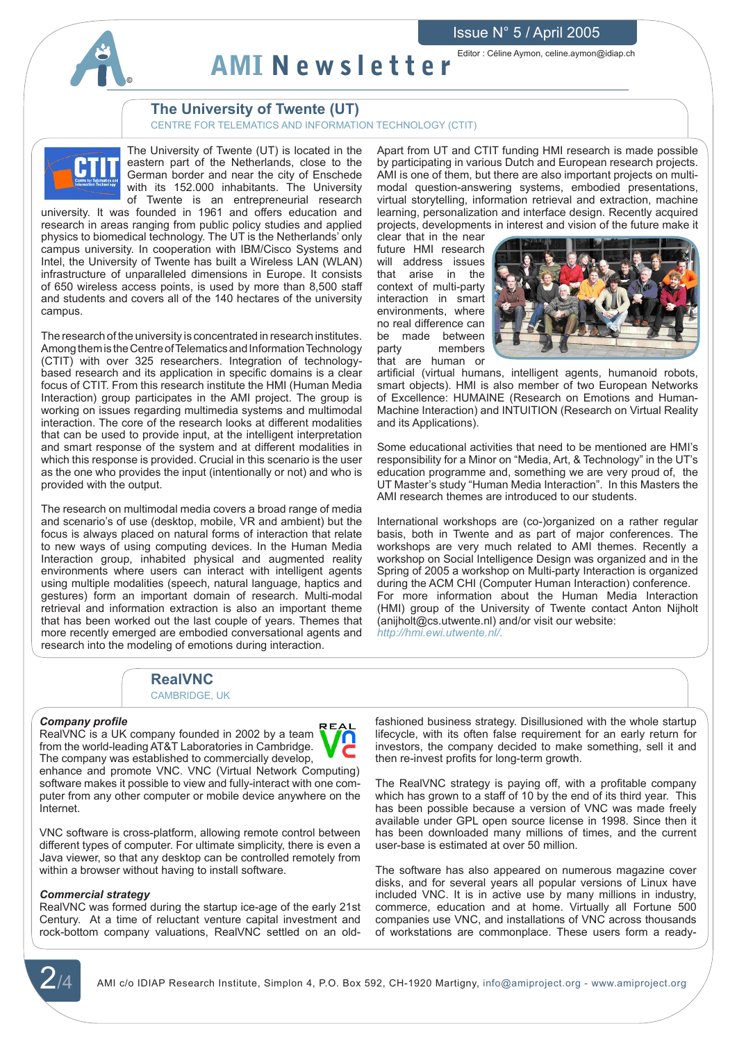# The University of Twente (UT)

CENTRE FOR TELEMATICS AND INFORMATION TECHNOLOGY (CTIT)

The University of Twente (UT) is located in the eastern part of the Netherlands, close to the German border and near the city of Enschede with its 152.000 inhabitants. The University of Twente is an entrepreneurial research university. It was founded in 1961 and offers education and research in areas ranging from public policy studies and applied physics to biomedical technology. The UT is the Netherlands' only campus university. In cooperation with IBM/Cisco Systems and Intel, the University of Twente has built a Wireless LAN (WLAN) infrastructure of unparalleled dimensions in Europe. It consists of 650 wireless access points, is used by more than 8,500 staff and students and covers all of the 140 hectares of the university campus.

The research of the university is concentrated in research institutes. Among them is the Centre of Telematics and Information Technology (CTIT) with over 325 researchers. Integration of technology-based research and its application in specific domains is a clear focus of CTIT. From this research institute the HMI (Human Media Interaction) group participates in the AMI project. The group is working on issues regarding multimedia systems and multimodal interaction. The core of the research looks at different modalities that can be used to provide input, at the intelligent interpretation and smart response of the system and at different modalities in which this response is provided. Crucial in this scenario is the user as the one who provides the input (intentionally or not) and who is provided with the output.

The research on multimodal media covers a broad range of media and scenario's of use (desktop, mobile, VR and ambient) but the focus is always placed on natural forms of interaction that relate to new ways of using computing devices. In the Human Media Interaction group, inhabited physical and augmented reality environments where users can interact with intelligent agents using multiple modalities (speech, natural language, haptics and gestures) form an important domain of research. Multi-modal retrieval and information extraction is also an important theme that has been worked out the last couple of years. Themes that more recently emerged are embodied conversational agents and research into the modeling of emotions during interaction.

Apart from UT and CTIT funding HMI research is made possible by participating in various Dutch and European research projects. AMI is one of them, but there are also important projects on multi-modal question-answering systems, embodied presentations, virtual storytelling, information retrieval and extraction, machine learning, personalization and interface design. Recently acquired projects, developments in interest and vision of the future make it clear that in the near future HMI research will address issues that arise in the context of multi-party interaction in smart environments, where no real difference can be made between party members that are human or artificial (virtual humans, intelligent agents, humanoid robots, smart objects). HMI is also member of two European Networks of Excellence: HUMAINE (Research on Emotions and Human-Machine Interaction) and INTUITION (Research on Virtual Reality and its Applications).

Some educational activities that need to be mentioned are HMI's responsibility for a Minor on "Media, Art, & Technology" in the UT's education programme and, something we are very proud of, the UT Master's study "Human Media Interaction". In this Masters the AMI research themes are introduced to our students.

International workshops are (co-)organized on a rather regular basis, both in Twente and as part of major conferences. The workshops are very much related to AMI themes. Recently a workshop on Social Intelligence Design was organized and in the Spring of 2005 a workshop on Multi-party Interaction is organized during the ACM CHI (Computer Human Interaction) conference. For more information about the Human Media Interaction (HMI) group of the University of Twente contact Anton Nijholt (anijholt@cs.utwente.nl) and/or visit our website: *http://hmi.ewi.utwente.nl/*.

# RealVNC

CAMBRIDGE, UK

***Company profile***

RealVNC is a UK company founded in 2002 by a team from the world-leading AT&T Laboratories in Cambridge. The company was established to commercially develop, enhance and promote VNC. VNC (Virtual Network Computing) software makes it possible to view and fully-interact with one computer from any other computer or mobile device anywhere on the Internet.

VNC software is cross-platform, allowing remote control between different types of computer. For ultimate simplicity, there is even a Java viewer, so that any desktop can be controlled remotely from within a browser without having to install software.

***Commercial strategy***

RealVNC was formed during the startup ice-age of the early 21st Century. At a time of reluctant venture capital investment and rock-bottom company valuations, RealVNC settled on an old-fashioned business strategy. Disillusioned with the whole startup lifecycle, with its often false requirement for an early return for investors, the company decided to make something, sell it and then re-invest profits for long-term growth.

The RealVNC strategy is paying off, with a profitable company which has grown to a staff of 10 by the end of its third year. This has been possible because a version of VNC was made freely available under GPL open source license in 1998. Since then it has been downloaded many millions of times, and the current user-base is estimated at over 50 million.

The software has also appeared on numerous magazine cover disks, and for several years all popular versions of Linux have included VNC. It is in active use by many millions in industry, commerce, education and at home. Virtually all Fortune 500 companies use VNC, and installations of VNC across thousands of workstations are commonplace. These users form a ready-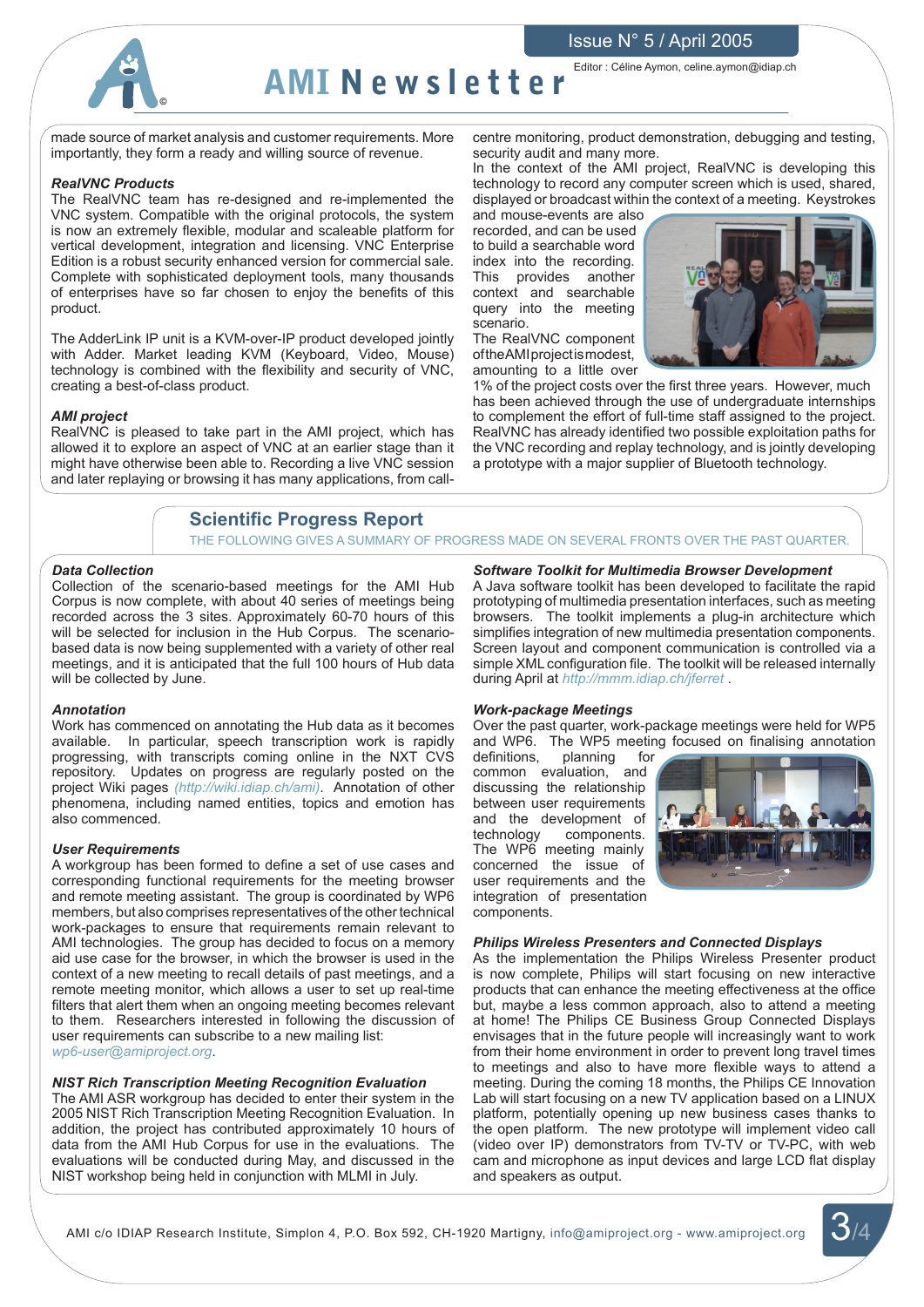made source of market analysis and customer requirements. More importantly, they form a ready and willing source of revenue.

***RealVNC Products***

The RealVNC team has re-designed and re-implemented the VNC system. Compatible with the original protocols, the system is now an extremely flexible, modular and scaleable platform for vertical development, integration and licensing. VNC Enterprise Edition is a robust security enhanced version for commercial sale. Complete with sophisticated deployment tools, many thousands of enterprises have so far chosen to enjoy the benefits of this product.

The AdderLink IP unit is a KVM-over-IP product developed jointly with Adder. Market leading KVM (Keyboard, Video, Mouse) technology is combined with the flexibility and security of VNC, creating a best-of-class product.

***AMI project***

RealVNC is pleased to take part in the AMI project, which has allowed it to explore an aspect of VNC at an earlier stage than it might have otherwise been able to. Recording a live VNC session and later replaying or browsing it has many applications, from call-centre monitoring, product demonstration, debugging and testing, security audit and many more.

In the context of the AMI project, RealVNC is developing this technology to record any computer screen which is used, shared, displayed or broadcast within the context of a meeting. Keystrokes and mouse-events are also recorded, and can be used to build a searchable word index into the recording. This provides another context and searchable query into the meeting scenario.

The RealVNC component of the AMI project is modest, amounting to a little over 1% of the project costs over the first three years. However, much has been achieved through the use of undergraduate internships to complement the effort of full-time staff assigned to the project. RealVNC has already identified two possible exploitation paths for the VNC recording and replay technology, and is jointly developing a prototype with a major supplier of Bluetooth technology.

## Scientific Progress Report

THE FOLLOWING GIVES A SUMMARY OF PROGRESS MADE ON SEVERAL FRONTS OVER THE PAST QUARTER.

***Data Collection***

Collection of the scenario-based meetings for the AMI Hub Corpus is now complete, with about 40 series of meetings being recorded across the 3 sites. Approximately 60-70 hours of this will be selected for inclusion in the Hub Corpus. The scenario-based data is now being supplemented with a variety of other real meetings, and it is anticipated that the full 100 hours of Hub data will be collected by June.

***Annotation***

Work has commenced on annotating the Hub data as it becomes available. In particular, speech transcription work is rapidly progressing, with transcripts coming online in the NXT CVS repository. Updates on progress are regularly posted on the project Wiki pages (*http://wiki.idiap.ch/ami)*. Annotation of other phenomena, including named entities, topics and emotion has also commenced.

***User Requirements***

A workgroup has been formed to define a set of use cases and corresponding functional requirements for the meeting browser and remote meeting assistant. The group is coordinated by WP6 members, but also comprises representatives of the other technical work-packages to ensure that requirements remain relevant to AMI technologies. The group has decided to focus on a memory aid use case for the browser, in which the browser is used in the context of a new meeting to recall details of past meetings, and a remote meeting monitor, which allows a user to set up real-time filters that alert them when an ongoing meeting becomes relevant to them. Researchers interested in following the discussion of user requirements can subscribe to a new mailing list: *wp6-user@amiproject.org*.

***NIST Rich Transcription Meeting Recognition Evaluation***

The AMI ASR workgroup has decided to enter their system in the 2005 NIST Rich Transcription Meeting Recognition Evaluation. In addition, the project has contributed approximately 10 hours of data from the AMI Hub Corpus for use in the evaluations. The evaluations will be conducted during May, and discussed in the NIST workshop being held in conjunction with MLMI in July.

***Software Toolkit for Multimedia Browser Development***

A Java software toolkit has been developed to facilitate the rapid prototyping of multimedia presentation interfaces, such as meeting browsers. The toolkit implements a plug-in architecture which simplifies integration of new multimedia presentation components. Screen layout and component communication is controlled via a simple XML configuration file. The toolkit will be released internally during April at *http://mmm.idiap.ch/jferret* .

***Work-package Meetings***

Over the past quarter, work-package meetings were held for WP5 and WP6. The WP5 meeting focused on finalising annotation definitions, planning for common evaluation, and discussing the relationship between user requirements and the development of technology components. The WP6 meeting mainly concerned the issue of user requirements and the integration of presentation components.

***Philips Wireless Presenters and Connected Displays***

As the implementation the Philips Wireless Presenter product is now complete, Philips will start focusing on new interactive products that can enhance the meeting effectiveness at the office but, maybe a less common approach, also to attend a meeting at home! The Philips CE Business Group Connected Displays envisages that in the future people will increasingly want to work from their home environment in order to prevent long travel times to meetings and also to have more flexible ways to attend a meeting. During the coming 18 months, the Philips CE Innovation Lab will start focusing on a new TV application based on a LINUX platform, potentially opening up new business cases thanks to the open platform. The new prototype will implement video call (video over IP) demonstrators from TV-TV or TV-PC, with web cam and microphone as input devices and large LCD flat display and speakers as output.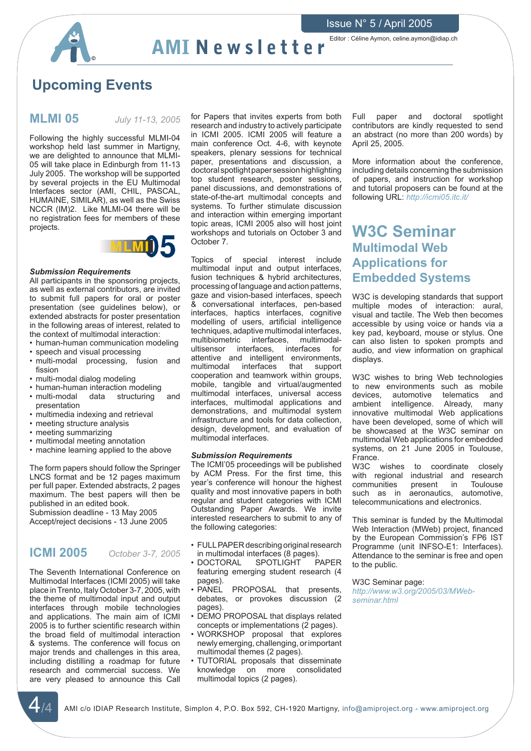# Upcoming Events

## MLMI 05

*July 11-13, 2005*

Following the highly successful MLMI-04 workshop held last summer in Martigny, we are delighted to announce that MLMI-05 will take place in Edinburgh from 11-13 July 2005. The workshop will be supported by several projects in the EU Multimodal Interfaces sector (AMI, CHIL, PASCAL, HUMAINE, SIMILAR), as well as the Swiss NCCR (IM)2. Like MLMI-04 there will be no registration fees for members of these projects.

***Submission Requirements***

All participants in the sponsoring projects, as well as external contributors, are invited to submit full papers for oral or poster presentation (see guidelines below), or extended abstracts for poster presentation in the following areas of interest, related to the context of multimodal interaction:

- human-human communication modeling
- speech and visual processing
- multi-modal processing, fusion and fission
- multi-modal dialog modeling
- human-human interaction modeling
- multi-modal data structuring and presentation
- multimedia indexing and retrieval
- meeting structure analysis
- meeting summarizing
- multimodal meeting annotation
- machine learning applied to the above

The form papers should follow the Springer LNCS format and be 12 pages maximum per full paper. Extended abstracts, 2 pages maximum. The best papers will then be published in an edited book.
Submission deadline - 13 May 2005
Accept/reject decisions - 13 June 2005

## ICMI 2005

*October 3-7, 2005*

The Seventh International Conference on Multimodal Interfaces (ICMI 2005) will take place in Trento, Italy October 3-7, 2005, with the theme of multimodal input and output interfaces through mobile technologies and applications. The main aim of ICMI 2005 is to further scientific research within the broad field of multimodal interaction & systems. The conference will focus on major trends and challenges in this area, including distilling a roadmap for future research and commercial success. We are very pleased to announce this Call for Papers that invites experts from both research and industry to actively participate in ICMI 2005. ICMI 2005 will feature a main conference Oct. 4-6, with keynote speakers, plenary sessions for technical paper, presentations and discussion, a doctoral spotlight paper session highlighting top student research, poster sessions, panel discussions, and demonstrations of state-of-the-art multimodal concepts and systems. To further stimulate discussion and interaction within emerging important topic areas, ICMI 2005 also will host joint workshops and tutorials on October 3 and October 7.

Topics of special interest include multimodal input and output interfaces, fusion techniques & hybrid architectures, processing of language and action patterns, gaze and vision-based interfaces, speech & conversational interfaces, pen-based interfaces, haptics interfaces, cognitive modelling of users, artificial intelligence techniques, adaptive multimodal interfaces, multibiometric interfaces, multimodal-ultisensor interfaces, interfaces for attentive and intelligent environments, multimodal interfaces that support cooperation and teamwork within groups, mobile, tangible and virtual/augmented multimodal interfaces, universal access interfaces, multimodal applications and demonstrations, and multimodal system infrastructure and tools for data collection, design, development, and evaluation of multimodal interfaces.

***Submission Requirements***

The ICMI'05 proceedings will be published by ACM Press. For the first time, this year's conference will honour the highest quality and most innovative papers in both regular and student categories with ICMI Outstanding Paper Awards. We invite interested researchers to submit to any of the following categories:

- FULL PAPER describing original research in multimodal interfaces (8 pages).
- DOCTORAL SPOTLIGHT PAPER featuring emerging student research (4 pages).
- PANEL PROPOSAL that presents, debates, or provokes discussion (2 pages).
- DEMO PROPOSAL that displays related concepts or implementations (2 pages).
- WORKSHOP proposal that explores newly emerging, challenging, or important multimodal themes (2 pages).
- TUTORIAL proposals that disseminate knowledge on more consolidated multimodal topics (2 pages).

Full paper and doctoral spotlight contributors are kindly requested to send an abstract (no more than 200 words) by April 25, 2005.

More information about the conference, including details concerning the submission of papers, and instruction for workshop and tutorial proposers can be found at the following URL: *http://icmi05.itc.it/*

## W3C Seminar

### Multimodal Web Applications for Embedded Systems

W3C is developing standards that support multiple modes of interaction: aural, visual and tactile. The Web then becomes accessible by using voice or hands via a key pad, keyboard, mouse or stylus. One can also listen to spoken prompts and audio, and view information on graphical displays.

W3C wishes to bring Web technologies to new environments such as mobile devices, automotive telematics and ambient intelligence. Already, many innovative multimodal Web applications have been developed, some of which will be showcased at the W3C seminar on multimodal Web applications for embedded systems, on 21 June 2005 in Toulouse, France.
W3C wishes to coordinate closely with regional industrial and research communities present in Toulouse such as in aeronautics, automotive, telecommunications and electronics.

This seminar is funded by the Multimodal Web Interaction (MWeb) project, financed by the European Commission's FP6 IST Programme (unit INFSO-E1: Interfaces). Attendance to the seminar is free and open to the public.

W3C Seminar page:
*http://www.w3.org/2005/03/MWeb-seminar.html*